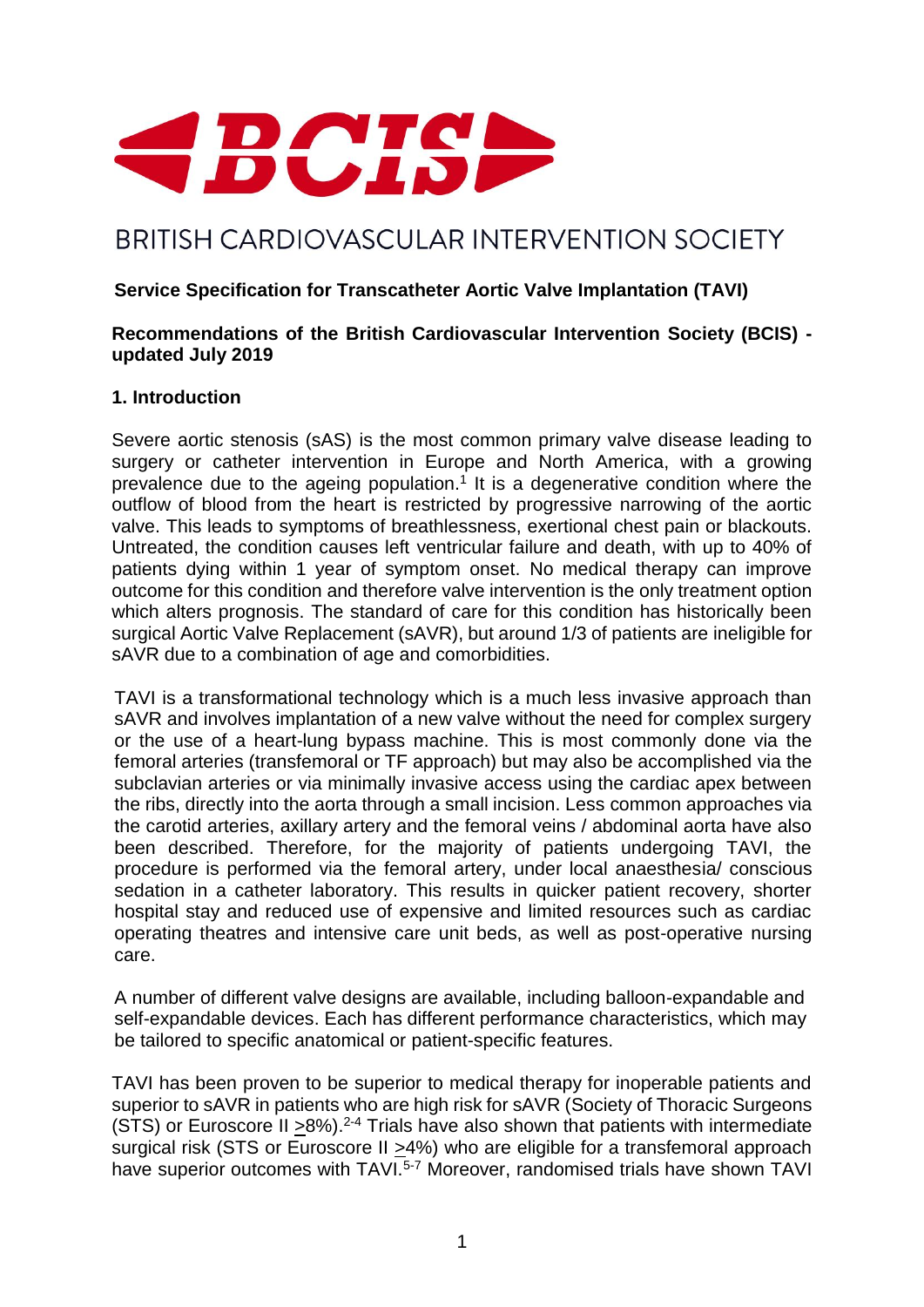# BCIS

BRITISH CARDIOVASCULAR INTERVENTION SOCIETY

**Service Specification for Transcatheter Aortic Valve Implantation (TAVI)**

**Recommendations of the British Cardiovascular Intervention Society (BCIS) - updated July 2019**

## 1. Introduction

Severe aortic stenosis (sAS) is the most common primary valve disease leading to surgery or catheter intervention in Europe and North America, with a growing prevalence due to the ageing population.[1] It is a degenerative condition where the outflow of blood from the heart is restricted by progressive narrowing of the aortic valve. This leads to symptoms of breathlessness, exertional chest pain or blackouts. Untreated, the condition causes left ventricular failure and death, with up to 40% of patients dying within 1 year of symptom onset. No medical therapy can improve outcome for this condition and therefore valve intervention is the only treatment option which alters prognosis. The standard of care for this condition has historically been surgical Aortic Valve Replacement (sAVR), but around 1/3 of patients are ineligible for sAVR due to a combination of age and comorbidities.

TAVI is a transformational technology which is a much less invasive approach than sAVR and involves implantation of a new valve without the need for complex surgery or the use of a heart-lung bypass machine. This is most commonly done via the femoral arteries (transfemoral or TF approach) but may also be accomplished via the subclavian arteries or via minimally invasive access using the cardiac apex between the ribs, directly into the aorta through a small incision. Less common approaches via the carotid arteries, axillary artery and the femoral veins / abdominal aorta have also been described. Therefore, for the majority of patients undergoing TAVI, the procedure is performed via the femoral artery, under local anaesthesia/ conscious sedation in a catheter laboratory. This results in quicker patient recovery, shorter hospital stay and reduced use of expensive and limited resources such as cardiac operating theatres and intensive care unit beds, as well as post-operative nursing care.

A number of different valve designs are available, including balloon-expandable and self-expandable devices. Each has different performance characteristics, which may be tailored to specific anatomical or patient-specific features.

TAVI has been proven to be superior to medical therapy for inoperable patients and superior to sAVR in patients who are high risk for sAVR (Society of Thoracic Surgeons (STS) or Euroscore II ≥8%).[2-4] Trials have also shown that patients with intermediate surgical risk (STS or Euroscore II ≥4%) who are eligible for a transfemoral approach have superior outcomes with TAVI.[5-7] Moreover, randomised trials have shown TAVI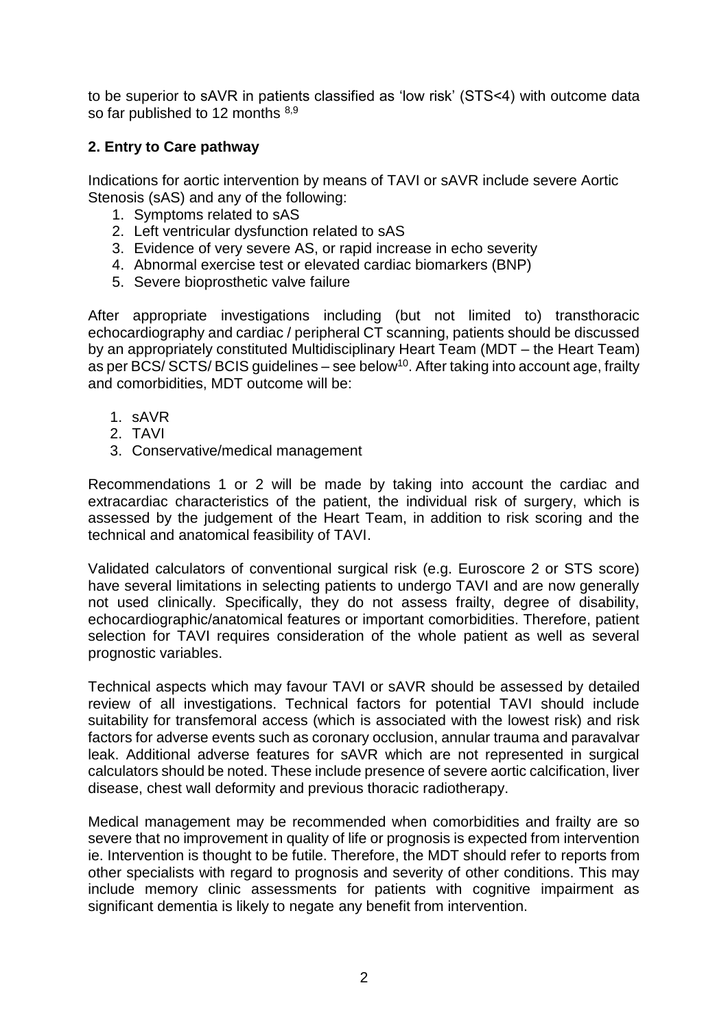to be superior to sAVR in patients classified as 'low risk' (STS<4) with outcome data so far published to 12 months [8,9]

## 2. Entry to Care pathway

Indications for aortic intervention by means of TAVI or sAVR include severe Aortic Stenosis (sAS) and any of the following:

1. Symptoms related to sAS
2. Left ventricular dysfunction related to sAS
3. Evidence of very severe AS, or rapid increase in echo severity
4. Abnormal exercise test or elevated cardiac biomarkers (BNP)
5. Severe bioprosthetic valve failure

After appropriate investigations including (but not limited to) transthoracic echocardiography and cardiac / peripheral CT scanning, patients should be discussed by an appropriately constituted Multidisciplinary Heart Team (MDT – the Heart Team) as per BCS/ SCTS/ BCIS guidelines – see below[10]. After taking into account age, frailty and comorbidities, MDT outcome will be:

1. sAVR
2. TAVI
3. Conservative/medical management

Recommendations 1 or 2 will be made by taking into account the cardiac and extracardiac characteristics of the patient, the individual risk of surgery, which is assessed by the judgement of the Heart Team, in addition to risk scoring and the technical and anatomical feasibility of TAVI.

Validated calculators of conventional surgical risk (e.g. Euroscore 2 or STS score) have several limitations in selecting patients to undergo TAVI and are now generally not used clinically. Specifically, they do not assess frailty, degree of disability, echocardiographic/anatomical features or important comorbidities. Therefore, patient selection for TAVI requires consideration of the whole patient as well as several prognostic variables.

Technical aspects which may favour TAVI or sAVR should be assessed by detailed review of all investigations. Technical factors for potential TAVI should include suitability for transfemoral access (which is associated with the lowest risk) and risk factors for adverse events such as coronary occlusion, annular trauma and paravalvar leak. Additional adverse features for sAVR which are not represented in surgical calculators should be noted. These include presence of severe aortic calcification, liver disease, chest wall deformity and previous thoracic radiotherapy.

Medical management may be recommended when comorbidities and frailty are so severe that no improvement in quality of life or prognosis is expected from intervention ie. Intervention is thought to be futile. Therefore, the MDT should refer to reports from other specialists with regard to prognosis and severity of other conditions. This may include memory clinic assessments for patients with cognitive impairment as significant dementia is likely to negate any benefit from intervention.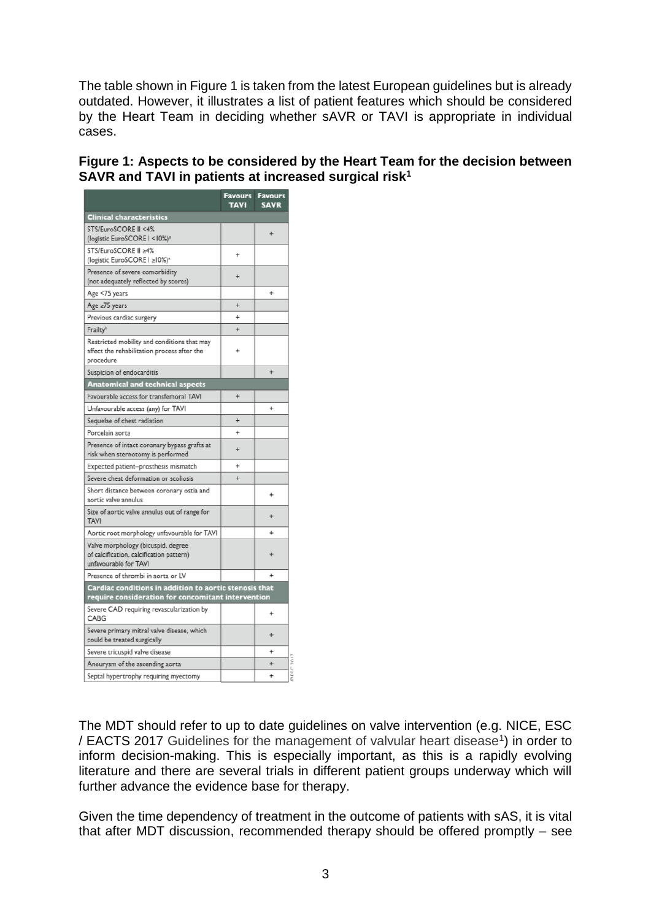The table shown in Figure 1 is taken from the latest European guidelines but is already outdated. However, it illustrates a list of patient features which should be considered by the Heart Team in deciding whether sAVR or TAVI is appropriate in individual cases.

**Figure 1: Aspects to be considered by the Heart Team for the decision between SAVR and TAVI in patients at increased surgical risk[1]**

| | Favours TAVI | Favours SAVR |
|---|---|---|
| **Clinical characteristics** | | |
| STS/EuroSCORE II <4% (logistic EuroSCORE I <10%)[a] | | + |
| STS/EuroSCORE II ≥4% (logistic EuroSCORE I ≥10%)[a] | + | |
| Presence of severe comorbidity (not adequately reflected by scores) | + | |
| Age <75 years | | + |
| Age ≥75 years | + | |
| Previous cardiac surgery | + | |
| Frailty[b] | + | |
| Restricted mobility and conditions that may affect the rehabilitation process after the procedure | + | |
| Suspicion of endocarditis | | + |
| **Anatomical and technical aspects** | | |
| Favourable access for transfemoral TAVI | + | |
| Unfavourable access (any) for TAVI | | + |
| Sequelae of chest radiation | + | |
| Porcelain aorta | + | |
| Presence of intact coronary bypass grafts at risk when sternotomy is performed | + | |
| Expected patient–prosthesis mismatch | + | |
| Severe chest deformation or scoliosis | + | |
| Short distance between coronary ostia and aortic valve annulus | | + |
| Size of aortic valve annulus out of range for TAVI | | + |
| Aortic root morphology unfavourable for TAVI | | + |
| Valve morphology (bicuspid, degree of calcification, calcification pattern) unfavourable for TAVI | | + |
| Presence of thrombi in aorta or LV | | + |
| **Cardiac conditions in addition to aortic stenosis that require consideration for concomitant intervention** | | |
| Severe CAD requiring revascularization by CABG | | + |
| Severe primary mitral valve disease, which could be treated surgically | | + |
| Severe tricuspid valve disease | | + |
| Aneurysm of the ascending aorta | | + |
| Septal hypertrophy requiring myectomy | | + |

The MDT should refer to up to date guidelines on valve intervention (e.g. NICE, ESC / EACTS 2017 Guidelines for the management of valvular heart disease[1]) in order to inform decision-making. This is especially important, as this is a rapidly evolving literature and there are several trials in different patient groups underway which will further advance the evidence base for therapy.

Given the time dependency of treatment in the outcome of patients with sAS, it is vital that after MDT discussion, recommended therapy should be offered promptly – see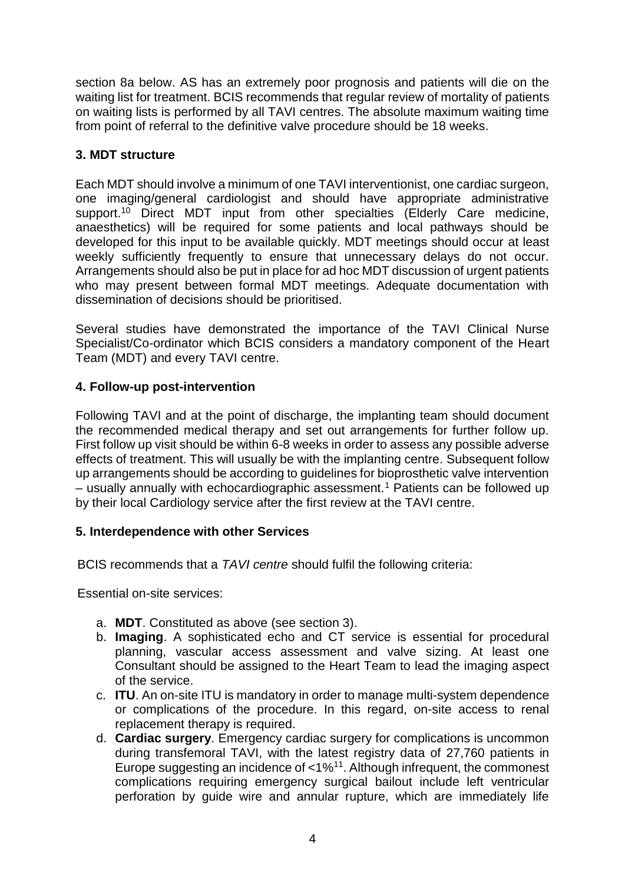section 8a below. AS has an extremely poor prognosis and patients will die on the waiting list for treatment. BCIS recommends that regular review of mortality of patients on waiting lists is performed by all TAVI centres. The absolute maximum waiting time from point of referral to the definitive valve procedure should be 18 weeks.

### 3. MDT structure

Each MDT should involve a minimum of one TAVI interventionist, one cardiac surgeon, one imaging/general cardiologist and should have appropriate administrative support.[10] Direct MDT input from other specialties (Elderly Care medicine, anaesthetics) will be required for some patients and local pathways should be developed for this input to be available quickly. MDT meetings should occur at least weekly sufficiently frequently to ensure that unnecessary delays do not occur. Arrangements should also be put in place for ad hoc MDT discussion of urgent patients who may present between formal MDT meetings. Adequate documentation with dissemination of decisions should be prioritised.

Several studies have demonstrated the importance of the TAVI Clinical Nurse Specialist/Co-ordinator which BCIS considers a mandatory component of the Heart Team (MDT) and every TAVI centre.

### 4. Follow-up post-intervention

Following TAVI and at the point of discharge, the implanting team should document the recommended medical therapy and set out arrangements for further follow up. First follow up visit should be within 6-8 weeks in order to assess any possible adverse effects of treatment. This will usually be with the implanting centre. Subsequent follow up arrangements should be according to guidelines for bioprosthetic valve intervention – usually annually with echocardiographic assessment.[1] Patients can be followed up by their local Cardiology service after the first review at the TAVI centre.

### 5. Interdependence with other Services

BCIS recommends that a *TAVI centre* should fulfil the following criteria:

Essential on-site services:

a. **MDT**. Constituted as above (see section 3).
b. **Imaging**. A sophisticated echo and CT service is essential for procedural planning, vascular access assessment and valve sizing. At least one Consultant should be assigned to the Heart Team to lead the imaging aspect of the service.
c. **ITU**. An on-site ITU is mandatory in order to manage multi-system dependence or complications of the procedure. In this regard, on-site access to renal replacement therapy is required.
d. **Cardiac surgery**. Emergency cardiac surgery for complications is uncommon during transfemoral TAVI, with the latest registry data of 27,760 patients in Europe suggesting an incidence of <1%[11]. Although infrequent, the commonest complications requiring emergency surgical bailout include left ventricular perforation by guide wire and annular rupture, which are immediately life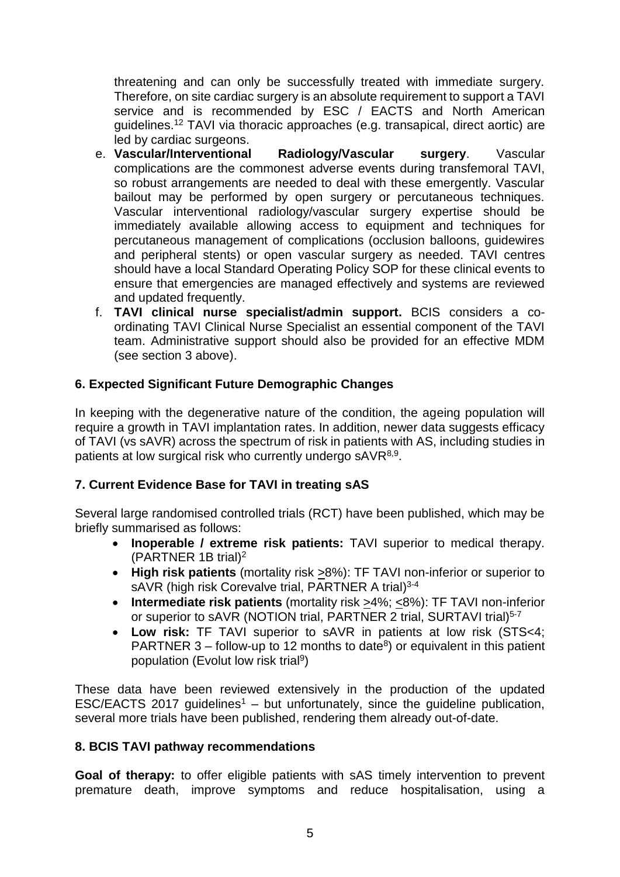threatening and can only be successfully treated with immediate surgery. Therefore, on site cardiac surgery is an absolute requirement to support a TAVI service and is recommended by ESC / EACTS and North American guidelines.[12] TAVI via thoracic approaches (e.g. transapical, direct aortic) are led by cardiac surgeons.

e. **Vascular/Interventional Radiology/Vascular surgery**. Vascular complications are the commonest adverse events during transfemoral TAVI, so robust arrangements are needed to deal with these emergently. Vascular bailout may be performed by open surgery or percutaneous techniques. Vascular interventional radiology/vascular surgery expertise should be immediately available allowing access to equipment and techniques for percutaneous management of complications (occlusion balloons, guidewires and peripheral stents) or open vascular surgery as needed. TAVI centres should have a local Standard Operating Policy SOP for these clinical events to ensure that emergencies are managed effectively and systems are reviewed and updated frequently.

f. **TAVI clinical nurse specialist/admin support.** BCIS considers a co-ordinating TAVI Clinical Nurse Specialist an essential component of the TAVI team. Administrative support should also be provided for an effective MDM (see section 3 above).

## 6. Expected Significant Future Demographic Changes

In keeping with the degenerative nature of the condition, the ageing population will require a growth in TAVI implantation rates. In addition, newer data suggests efficacy of TAVI (vs sAVR) across the spectrum of risk in patients with AS, including studies in patients at low surgical risk who currently undergo sAVR[8,9].

## 7. Current Evidence Base for TAVI in treating sAS

Several large randomised controlled trials (RCT) have been published, which may be briefly summarised as follows:

- **Inoperable / extreme risk patients:** TAVI superior to medical therapy. (PARTNER 1B trial)[2]
- **High risk patients** (mortality risk ≥8%): TF TAVI non-inferior or superior to sAVR (high risk Corevalve trial, PARTNER A trial)[3-4]
- **Intermediate risk patients** (mortality risk ≥4%; ≤8%): TF TAVI non-inferior or superior to sAVR (NOTION trial, PARTNER 2 trial, SURTAVI trial)[5-7]
- **Low risk:** TF TAVI superior to sAVR in patients at low risk (STS<4; PARTNER 3 – follow-up to 12 months to date[8]) or equivalent in this patient population (Evolut low risk trial[9])

These data have been reviewed extensively in the production of the updated ESC/EACTS 2017 guidelines[1] – but unfortunately, since the guideline publication, several more trials have been published, rendering them already out-of-date.

## 8. BCIS TAVI pathway recommendations

**Goal of therapy:** to offer eligible patients with sAS timely intervention to prevent premature death, improve symptoms and reduce hospitalisation, using a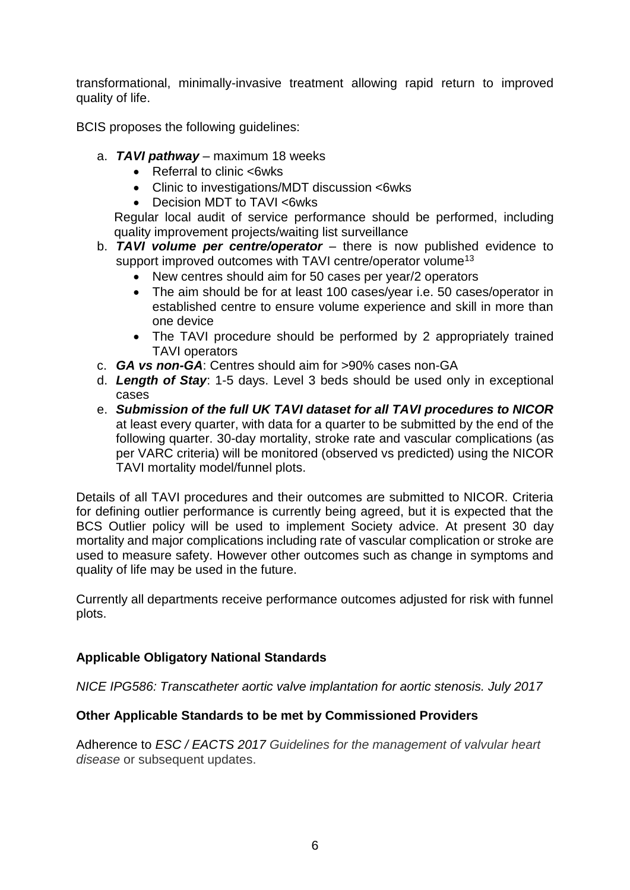transformational, minimally-invasive treatment allowing rapid return to improved quality of life.

BCIS proposes the following guidelines:

a. ***TAVI pathway*** – maximum 18 weeks
   - Referral to clinic <6wks
   - Clinic to investigations/MDT discussion <6wks
   - Decision MDT to TAVI <6wks

   Regular local audit of service performance should be performed, including quality improvement projects/waiting list surveillance
b. ***TAVI volume per centre/operator*** – there is now published evidence to support improved outcomes with TAVI centre/operator volume[13]
   - New centres should aim for 50 cases per year/2 operators
   - The aim should be for at least 100 cases/year i.e. 50 cases/operator in established centre to ensure volume experience and skill in more than one device
   - The TAVI procedure should be performed by 2 appropriately trained TAVI operators
c. ***GA vs non-GA***: Centres should aim for >90% cases non-GA
d. ***Length of Stay***: 1-5 days. Level 3 beds should be used only in exceptional cases
e. ***Submission of the full UK TAVI dataset for all TAVI procedures to NICOR*** at least every quarter, with data for a quarter to be submitted by the end of the following quarter. 30-day mortality, stroke rate and vascular complications (as per VARC criteria) will be monitored (observed vs predicted) using the NICOR TAVI mortality model/funnel plots.

Details of all TAVI procedures and their outcomes are submitted to NICOR. Criteria for defining outlier performance is currently being agreed, but it is expected that the BCS Outlier policy will be used to implement Society advice. At present 30 day mortality and major complications including rate of vascular complication or stroke are used to measure safety. However other outcomes such as change in symptoms and quality of life may be used in the future.

Currently all departments receive performance outcomes adjusted for risk with funnel plots.

**Applicable Obligatory National Standards**

*NICE IPG586: Transcatheter aortic valve implantation for aortic stenosis. July 2017*

**Other Applicable Standards to be met by Commissioned Providers**

Adherence to *ESC / EACTS 2017 Guidelines for the management of valvular heart disease* or subsequent updates.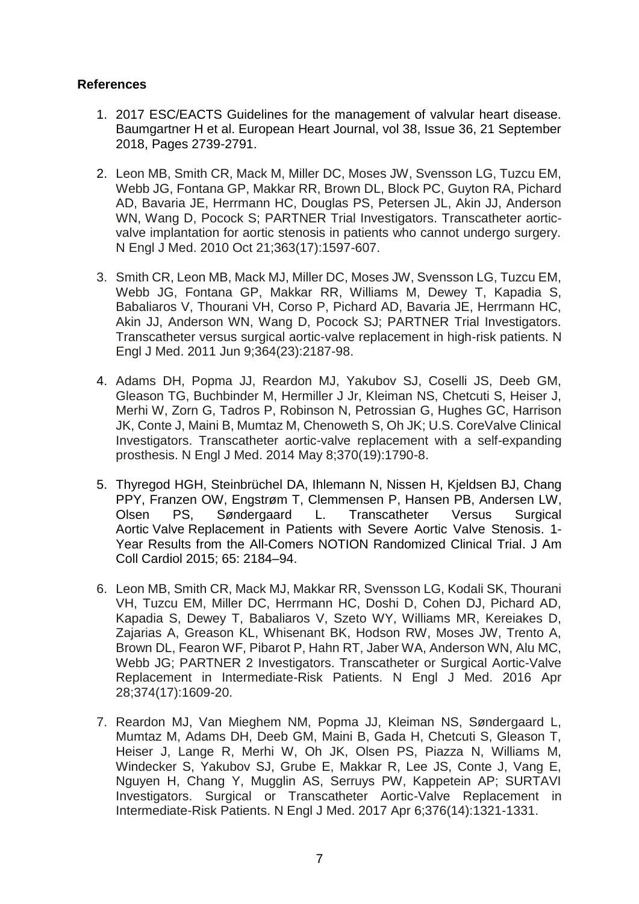**References**

1. 2017 ESC/EACTS Guidelines for the management of valvular heart disease. Baumgartner H et al. European Heart Journal, vol 38, Issue 36, 21 September 2018, Pages 2739-2791.

2. Leon MB, Smith CR, Mack M, Miller DC, Moses JW, Svensson LG, Tuzcu EM, Webb JG, Fontana GP, Makkar RR, Brown DL, Block PC, Guyton RA, Pichard AD, Bavaria JE, Herrmann HC, Douglas PS, Petersen JL, Akin JJ, Anderson WN, Wang D, Pocock S; PARTNER Trial Investigators. Transcatheter aortic-valve implantation for aortic stenosis in patients who cannot undergo surgery. N Engl J Med. 2010 Oct 21;363(17):1597-607.

3. Smith CR, Leon MB, Mack MJ, Miller DC, Moses JW, Svensson LG, Tuzcu EM, Webb JG, Fontana GP, Makkar RR, Williams M, Dewey T, Kapadia S, Babaliaros V, Thourani VH, Corso P, Pichard AD, Bavaria JE, Herrmann HC, Akin JJ, Anderson WN, Wang D, Pocock SJ; PARTNER Trial Investigators. Transcatheter versus surgical aortic-valve replacement in high-risk patients. N Engl J Med. 2011 Jun 9;364(23):2187-98.

4. Adams DH, Popma JJ, Reardon MJ, Yakubov SJ, Coselli JS, Deeb GM, Gleason TG, Buchbinder M, Hermiller J Jr, Kleiman NS, Chetcuti S, Heiser J, Merhi W, Zorn G, Tadros P, Robinson N, Petrossian G, Hughes GC, Harrison JK, Conte J, Maini B, Mumtaz M, Chenoweth S, Oh JK; U.S. CoreValve Clinical Investigators. Transcatheter aortic-valve replacement with a self-expanding prosthesis. N Engl J Med. 2014 May 8;370(19):1790-8.

5. Thyregod HGH, Steinbrüchel DA, Ihlemann N, Nissen H, Kjeldsen BJ, Chang PPY, Franzen OW, Engstrøm T, Clemmensen P, Hansen PB, Andersen LW, Olsen PS, Søndergaard L. Transcatheter Versus Surgical Aortic Valve Replacement in Patients with Severe Aortic Valve Stenosis. 1-Year Results from the All-Comers NOTION Randomized Clinical Trial. J Am Coll Cardiol 2015; 65: 2184–94.

6. Leon MB, Smith CR, Mack MJ, Makkar RR, Svensson LG, Kodali SK, Thourani VH, Tuzcu EM, Miller DC, Herrmann HC, Doshi D, Cohen DJ, Pichard AD, Kapadia S, Dewey T, Babaliaros V, Szeto WY, Williams MR, Kereiakes D, Zajarias A, Greason KL, Whisenant BK, Hodson RW, Moses JW, Trento A, Brown DL, Fearon WF, Pibarot P, Hahn RT, Jaber WA, Anderson WN, Alu MC, Webb JG; PARTNER 2 Investigators. Transcatheter or Surgical Aortic-Valve Replacement in Intermediate-Risk Patients. N Engl J Med. 2016 Apr 28;374(17):1609-20.

7. Reardon MJ, Van Mieghem NM, Popma JJ, Kleiman NS, Søndergaard L, Mumtaz M, Adams DH, Deeb GM, Maini B, Gada H, Chetcuti S, Gleason T, Heiser J, Lange R, Merhi W, Oh JK, Olsen PS, Piazza N, Williams M, Windecker S, Yakubov SJ, Grube E, Makkar R, Lee JS, Conte J, Vang E, Nguyen H, Chang Y, Mugglin AS, Serruys PW, Kappetein AP; SURTAVI Investigators. Surgical or Transcatheter Aortic-Valve Replacement in Intermediate-Risk Patients. N Engl J Med. 2017 Apr 6;376(14):1321-1331.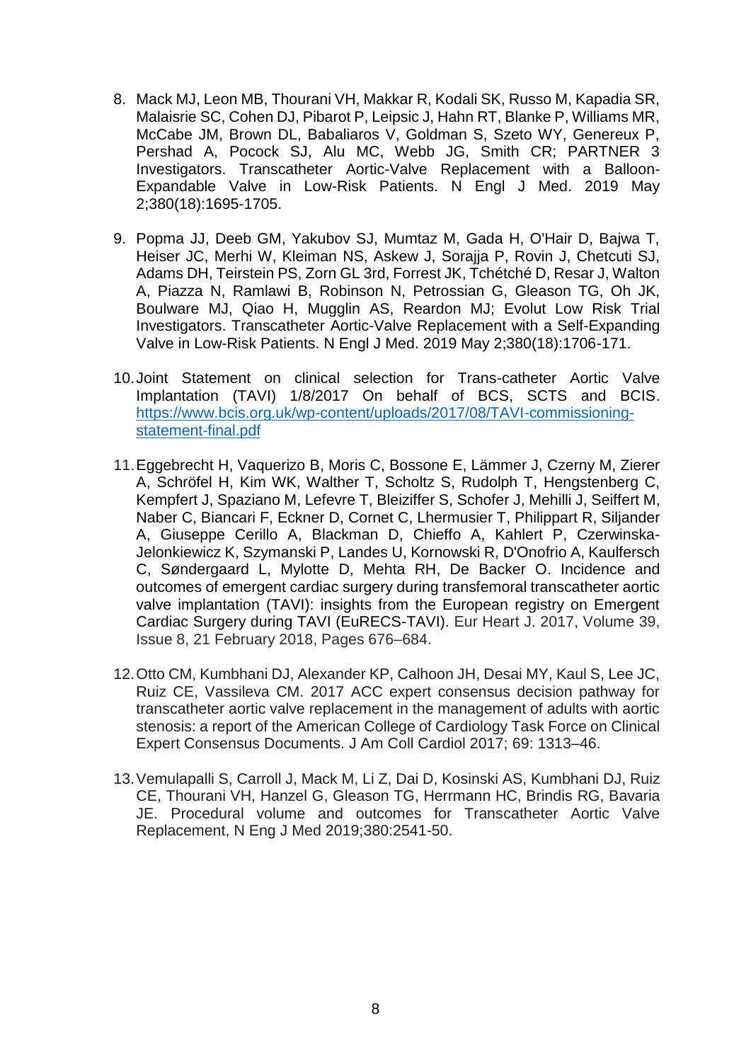8. Mack MJ, Leon MB, Thourani VH, Makkar R, Kodali SK, Russo M, Kapadia SR, Malaisrie SC, Cohen DJ, Pibarot P, Leipsic J, Hahn RT, Blanke P, Williams MR, McCabe JM, Brown DL, Babaliaros V, Goldman S, Szeto WY, Genereux P, Pershad A, Pocock SJ, Alu MC, Webb JG, Smith CR; PARTNER 3 Investigators. Transcatheter Aortic-Valve Replacement with a Balloon-Expandable Valve in Low-Risk Patients. N Engl J Med. 2019 May 2;380(18):1695-1705.

9. Popma JJ, Deeb GM, Yakubov SJ, Mumtaz M, Gada H, O'Hair D, Bajwa T, Heiser JC, Merhi W, Kleiman NS, Askew J, Sorajja P, Rovin J, Chetcuti SJ, Adams DH, Teirstein PS, Zorn GL 3rd, Forrest JK, Tchétché D, Resar J, Walton A, Piazza N, Ramlawi B, Robinson N, Petrossian G, Gleason TG, Oh JK, Boulware MJ, Qiao H, Mugglin AS, Reardon MJ; Evolut Low Risk Trial Investigators. Transcatheter Aortic-Valve Replacement with a Self-Expanding Valve in Low-Risk Patients. N Engl J Med. 2019 May 2;380(18):1706-171.

10. Joint Statement on clinical selection for Trans-catheter Aortic Valve Implantation (TAVI) 1/8/2017 On behalf of BCS, SCTS and BCIS. https://www.bcis.org.uk/wp-content/uploads/2017/08/TAVI-commissioning-statement-final.pdf

11. Eggebrecht H, Vaquerizo B, Moris C, Bossone E, Lämmer J, Czerny M, Zierer A, Schröfel H, Kim WK, Walther T, Scholtz S, Rudolph T, Hengstenberg C, Kempfert J, Spaziano M, Lefevre T, Bleiziffer S, Schofer J, Mehilli J, Seiffert M, Naber C, Biancari F, Eckner D, Cornet C, Lhermusier T, Philippart R, Siljander A, Giuseppe Cerillo A, Blackman D, Chieffo A, Kahlert P, Czerwinska-Jelonkiewicz K, Szymanski P, Landes U, Kornowski R, D'Onofrio A, Kaulfersch C, Søndergaard L, Mylotte D, Mehta RH, De Backer O. Incidence and outcomes of emergent cardiac surgery during transfemoral transcatheter aortic valve implantation (TAVI): insights from the European registry on Emergent Cardiac Surgery during TAVI (EuRECS-TAVI). Eur Heart J. 2017, Volume 39, Issue 8, 21 February 2018, Pages 676–684.

12. Otto CM, Kumbhani DJ, Alexander KP, Calhoon JH, Desai MY, Kaul S, Lee JC, Ruiz CE, Vassileva CM. 2017 ACC expert consensus decision pathway for transcatheter aortic valve replacement in the management of adults with aortic stenosis: a report of the American College of Cardiology Task Force on Clinical Expert Consensus Documents. J Am Coll Cardiol 2017; 69: 1313–46.

13. Vemulapalli S, Carroll J, Mack M, Li Z, Dai D, Kosinski AS, Kumbhani DJ, Ruiz CE, Thourani VH, Hanzel G, Gleason TG, Herrmann HC, Brindis RG, Bavaria JE. Procedural volume and outcomes for Transcatheter Aortic Valve Replacement, N Eng J Med 2019;380:2541-50.